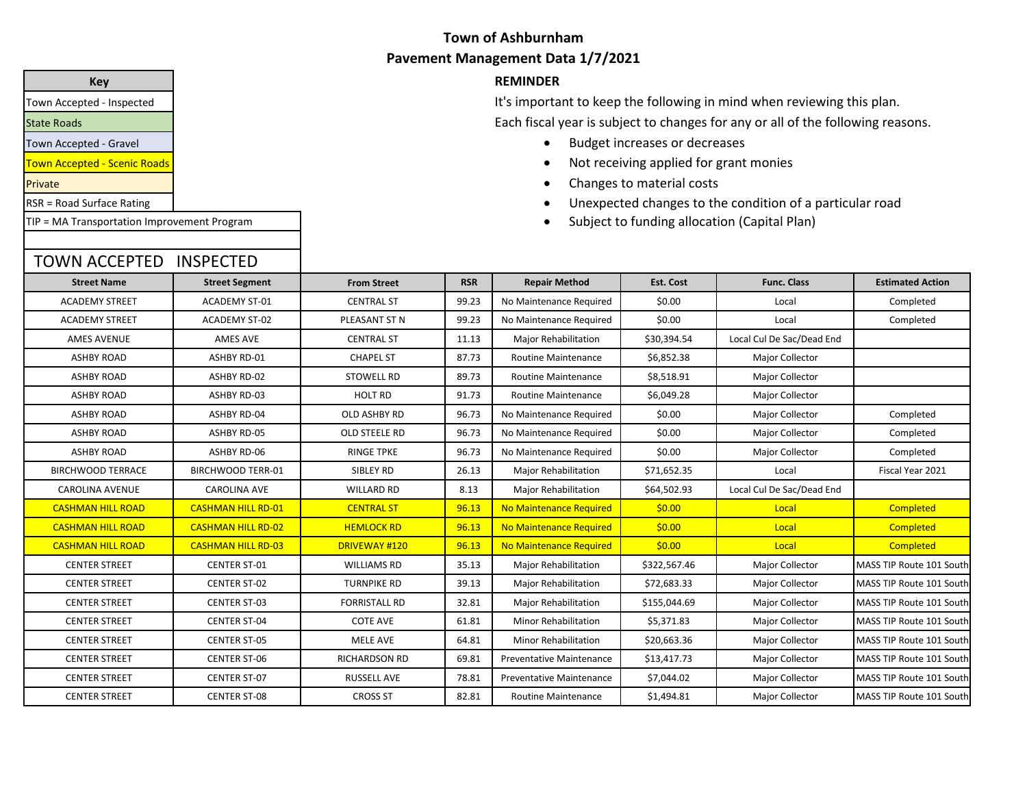# Town of Ashburnham

## Pavement Management Data 1/7/2021

| Key |
|---|
| Town Accepted - Inspected |
| State Roads |
| Town Accepted - Gravel |
| Town Accepted - Scenic Roads |
| Private |
| RSR = Road Surface Rating |
| TIP = MA Transportation Improvement Program |

**REMINDER**

It's important to keep the following in mind when reviewing this plan.

Each fiscal year is subject to changes for any or all of the following reasons.

- Budget increases or decreases
- Not receiving applied for grant monies
- Changes to material costs
- Unexpected changes to the condition of a particular road
- Subject to funding allocation (Capital Plan)

## TOWN ACCEPTED INSPECTED

| Street Name | Street Segment | From Street | RSR | Repair Method | Est. Cost | Func. Class | Estimated Action |
|---|---|---|---|---|---|---|---|
| ACADEMY STREET | ACADEMY ST-01 | CENTRAL ST | 99.23 | No Maintenance Required | $0.00 | Local | Completed |
| ACADEMY STREET | ACADEMY ST-02 | PLEASANT ST N | 99.23 | No Maintenance Required | $0.00 | Local | Completed |
| AMES AVENUE | AMES AVE | CENTRAL ST | 11.13 | Major Rehabilitation | $30,394.54 | Local Cul De Sac/Dead End | |
| ASHBY ROAD | ASHBY RD-01 | CHAPEL ST | 87.73 | Routine Maintenance | $6,852.38 | Major Collector | |
| ASHBY ROAD | ASHBY RD-02 | STOWELL RD | 89.73 | Routine Maintenance | $8,518.91 | Major Collector | |
| ASHBY ROAD | ASHBY RD-03 | HOLT RD | 91.73 | Routine Maintenance | $6,049.28 | Major Collector | |
| ASHBY ROAD | ASHBY RD-04 | OLD ASHBY RD | 96.73 | No Maintenance Required | $0.00 | Major Collector | Completed |
| ASHBY ROAD | ASHBY RD-05 | OLD STEELE RD | 96.73 | No Maintenance Required | $0.00 | Major Collector | Completed |
| ASHBY ROAD | ASHBY RD-06 | RINGE TPKE | 96.73 | No Maintenance Required | $0.00 | Major Collector | Completed |
| BIRCHWOOD TERRACE | BIRCHWOOD TERR-01 | SIBLEY RD | 26.13 | Major Rehabilitation | $71,652.35 | Local | Fiscal Year 2021 |
| CAROLINA AVENUE | CAROLINA AVE | WILLARD RD | 8.13 | Major Rehabilitation | $64,502.93 | Local Cul De Sac/Dead End | |
| CASHMAN HILL ROAD | CASHMAN HILL RD-01 | CENTRAL ST | 96.13 | No Maintenance Required | $0.00 | Local | Completed |
| CASHMAN HILL ROAD | CASHMAN HILL RD-02 | HEMLOCK RD | 96.13 | No Maintenance Required | $0.00 | Local | Completed |
| CASHMAN HILL ROAD | CASHMAN HILL RD-03 | DRIVEWAY #120 | 96.13 | No Maintenance Required | $0.00 | Local | Completed |
| CENTER STREET | CENTER ST-01 | WILLIAMS RD | 35.13 | Major Rehabilitation | $322,567.46 | Major Collector | MASS TIP Route 101 South |
| CENTER STREET | CENTER ST-02 | TURNPIKE RD | 39.13 | Major Rehabilitation | $72,683.33 | Major Collector | MASS TIP Route 101 South |
| CENTER STREET | CENTER ST-03 | FORRISTALL RD | 32.81 | Major Rehabilitation | $155,044.69 | Major Collector | MASS TIP Route 101 South |
| CENTER STREET | CENTER ST-04 | COTE AVE | 61.81 | Minor Rehabilitation | $5,371.83 | Major Collector | MASS TIP Route 101 South |
| CENTER STREET | CENTER ST-05 | MELE AVE | 64.81 | Minor Rehabilitation | $20,663.36 | Major Collector | MASS TIP Route 101 South |
| CENTER STREET | CENTER ST-06 | RICHARDSON RD | 69.81 | Preventative Maintenance | $13,417.73 | Major Collector | MASS TIP Route 101 South |
| CENTER STREET | CENTER ST-07 | RUSSELL AVE | 78.81 | Preventative Maintenance | $7,044.02 | Major Collector | MASS TIP Route 101 South |
| CENTER STREET | CENTER ST-08 | CROSS ST | 82.81 | Routine Maintenance | $1,494.81 | Major Collector | MASS TIP Route 101 South |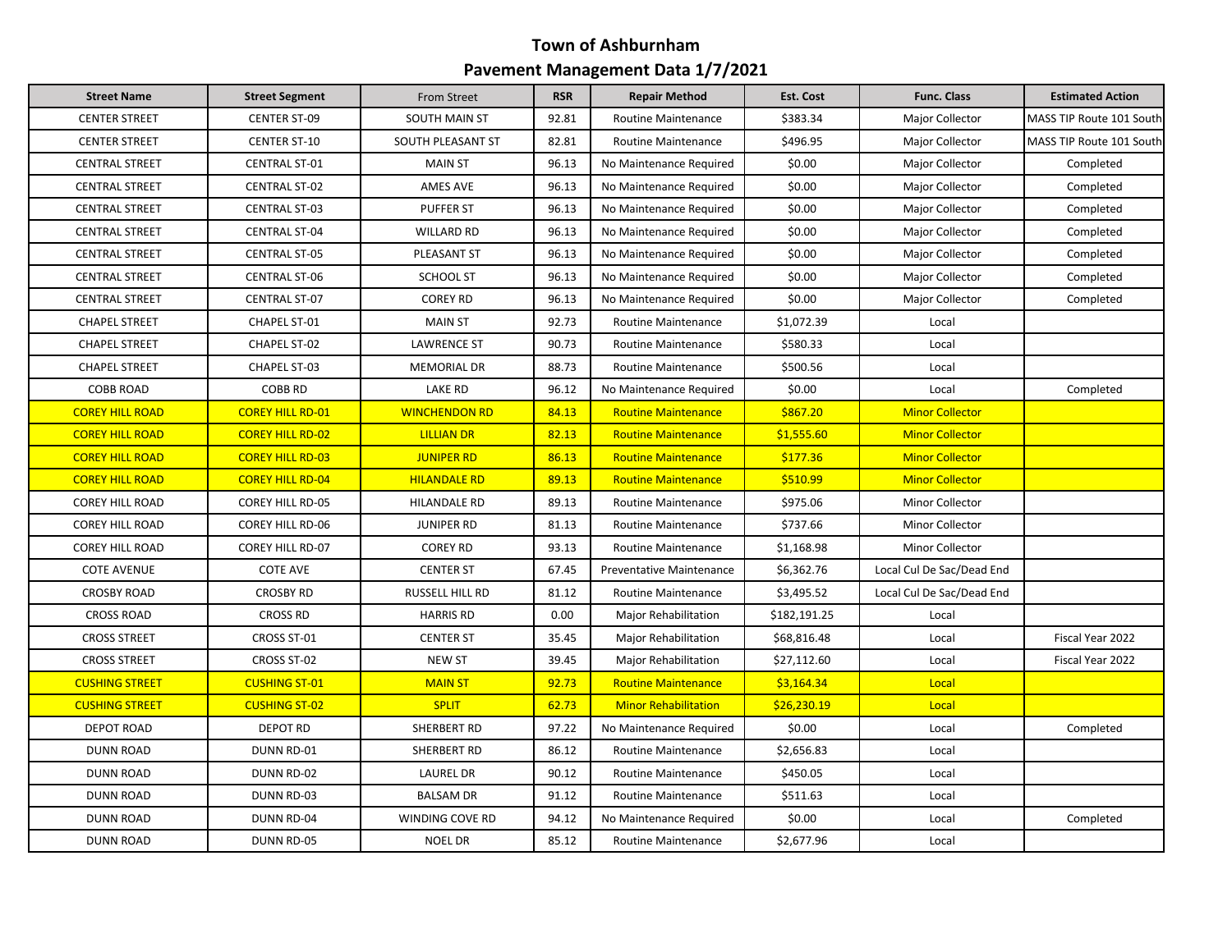# Town of Ashburnham

## Pavement Management Data 1/7/2021

| Street Name | Street Segment | From Street | RSR | Repair Method | Est. Cost | Func. Class | Estimated Action |
|---|---|---|---|---|---|---|---|
| CENTER STREET | CENTER ST-09 | SOUTH MAIN ST | 92.81 | Routine Maintenance | $383.34 | Major Collector | MASS TIP Route 101 South |
| CENTER STREET | CENTER ST-10 | SOUTH PLEASANT ST | 82.81 | Routine Maintenance | $496.95 | Major Collector | MASS TIP Route 101 South |
| CENTRAL STREET | CENTRAL ST-01 | MAIN ST | 96.13 | No Maintenance Required | $0.00 | Major Collector | Completed |
| CENTRAL STREET | CENTRAL ST-02 | AMES AVE | 96.13 | No Maintenance Required | $0.00 | Major Collector | Completed |
| CENTRAL STREET | CENTRAL ST-03 | PUFFER ST | 96.13 | No Maintenance Required | $0.00 | Major Collector | Completed |
| CENTRAL STREET | CENTRAL ST-04 | WILLARD RD | 96.13 | No Maintenance Required | $0.00 | Major Collector | Completed |
| CENTRAL STREET | CENTRAL ST-05 | PLEASANT ST | 96.13 | No Maintenance Required | $0.00 | Major Collector | Completed |
| CENTRAL STREET | CENTRAL ST-06 | SCHOOL ST | 96.13 | No Maintenance Required | $0.00 | Major Collector | Completed |
| CENTRAL STREET | CENTRAL ST-07 | COREY RD | 96.13 | No Maintenance Required | $0.00 | Major Collector | Completed |
| CHAPEL STREET | CHAPEL ST-01 | MAIN ST | 92.73 | Routine Maintenance | $1,072.39 | Local | |
| CHAPEL STREET | CHAPEL ST-02 | LAWRENCE ST | 90.73 | Routine Maintenance | $580.33 | Local | |
| CHAPEL STREET | CHAPEL ST-03 | MEMORIAL DR | 88.73 | Routine Maintenance | $500.56 | Local | |
| COBB ROAD | COBB RD | LAKE RD | 96.12 | No Maintenance Required | $0.00 | Local | Completed |
| COREY HILL ROAD | COREY HILL RD-01 | WINCHENDON RD | 84.13 | Routine Maintenance | $867.20 | Minor Collector | |
| COREY HILL ROAD | COREY HILL RD-02 | LILLIAN DR | 82.13 | Routine Maintenance | $1,555.60 | Minor Collector | |
| COREY HILL ROAD | COREY HILL RD-03 | JUNIPER RD | 86.13 | Routine Maintenance | $177.36 | Minor Collector | |
| COREY HILL ROAD | COREY HILL RD-04 | HILANDALE RD | 89.13 | Routine Maintenance | $510.99 | Minor Collector | |
| COREY HILL ROAD | COREY HILL RD-05 | HILANDALE RD | 89.13 | Routine Maintenance | $975.06 | Minor Collector | |
| COREY HILL ROAD | COREY HILL RD-06 | JUNIPER RD | 81.13 | Routine Maintenance | $737.66 | Minor Collector | |
| COREY HILL ROAD | COREY HILL RD-07 | COREY RD | 93.13 | Routine Maintenance | $1,168.98 | Minor Collector | |
| COTE AVENUE | COTE AVE | CENTER ST | 67.45 | Preventative Maintenance | $6,362.76 | Local Cul De Sac/Dead End | |
| CROSBY ROAD | CROSBY RD | RUSSELL HILL RD | 81.12 | Routine Maintenance | $3,495.52 | Local Cul De Sac/Dead End | |
| CROSS ROAD | CROSS RD | HARRIS RD | 0.00 | Major Rehabilitation | $182,191.25 | Local | |
| CROSS STREET | CROSS ST-01 | CENTER ST | 35.45 | Major Rehabilitation | $68,816.48 | Local | Fiscal Year 2022 |
| CROSS STREET | CROSS ST-02 | NEW ST | 39.45 | Major Rehabilitation | $27,112.60 | Local | Fiscal Year 2022 |
| CUSHING STREET | CUSHING ST-01 | MAIN ST | 92.73 | Routine Maintenance | $3,164.34 | Local | |
| CUSHING STREET | CUSHING ST-02 | SPLIT | 62.73 | Minor Rehabilitation | $26,230.19 | Local | |
| DEPOT ROAD | DEPOT RD | SHERBERT RD | 97.22 | No Maintenance Required | $0.00 | Local | Completed |
| DUNN ROAD | DUNN RD-01 | SHERBERT RD | 86.12 | Routine Maintenance | $2,656.83 | Local | |
| DUNN ROAD | DUNN RD-02 | LAUREL DR | 90.12 | Routine Maintenance | $450.05 | Local | |
| DUNN ROAD | DUNN RD-03 | BALSAM DR | 91.12 | Routine Maintenance | $511.63 | Local | |
| DUNN ROAD | DUNN RD-04 | WINDING COVE RD | 94.12 | No Maintenance Required | $0.00 | Local | Completed |
| DUNN ROAD | DUNN RD-05 | NOEL DR | 85.12 | Routine Maintenance | $2,677.96 | Local | |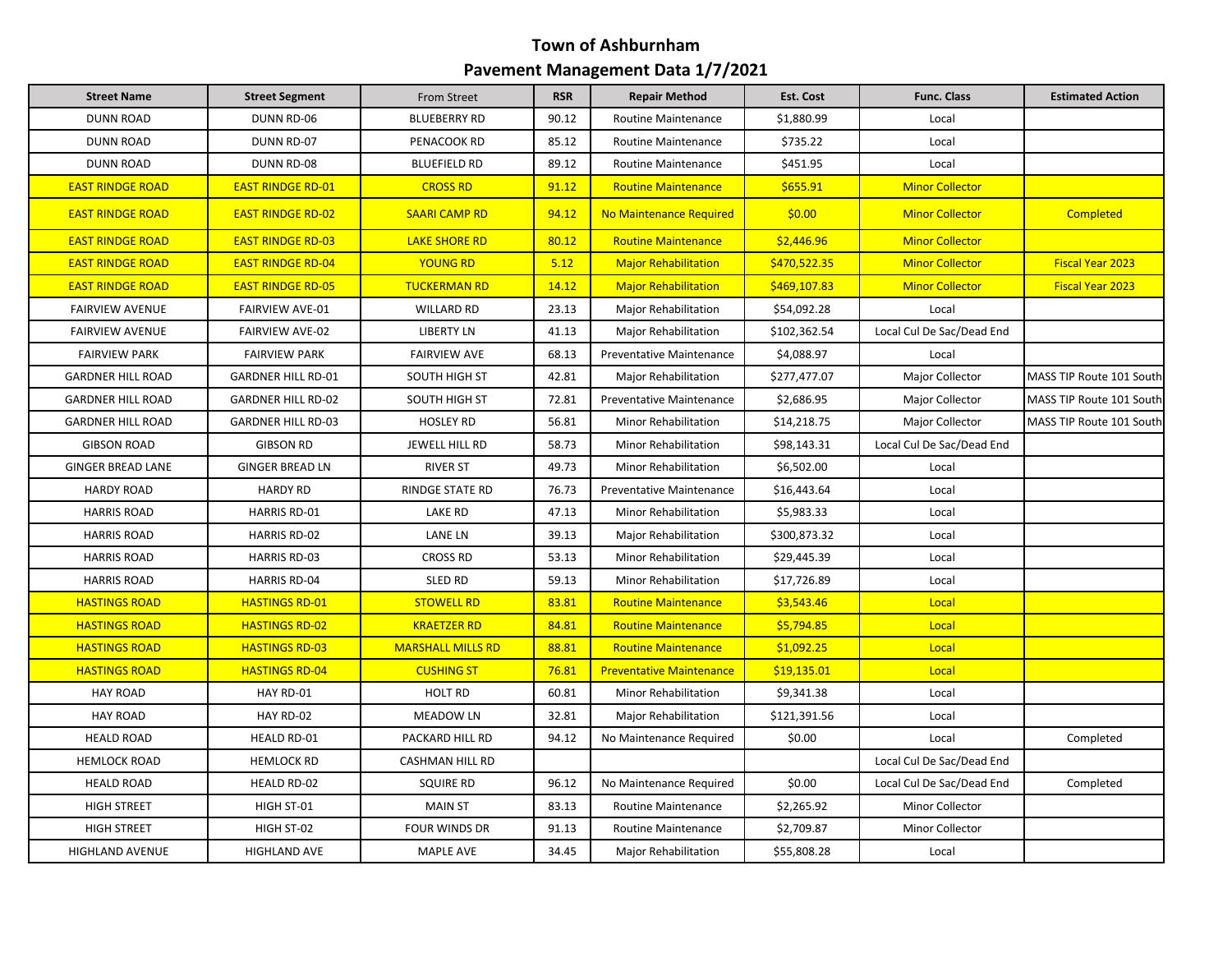# Town of Ashburnham

## Pavement Management Data 1/7/2021

| Street Name | Street Segment | From Street | RSR | Repair Method | Est. Cost | Func. Class | Estimated Action |
|---|---|---|---|---|---|---|---|
| DUNN ROAD | DUNN RD-06 | BLUEBERRY RD | 90.12 | Routine Maintenance | $1,880.99 | Local | |
| DUNN ROAD | DUNN RD-07 | PENACOOK RD | 85.12 | Routine Maintenance | $735.22 | Local | |
| DUNN ROAD | DUNN RD-08 | BLUEFIELD RD | 89.12 | Routine Maintenance | $451.95 | Local | |
| EAST RINDGE ROAD | EAST RINDGE RD-01 | CROSS RD | 91.12 | Routine Maintenance | $655.91 | Minor Collector | |
| EAST RINDGE ROAD | EAST RINDGE RD-02 | SAARI CAMP RD | 94.12 | No Maintenance Required | $0.00 | Minor Collector | Completed |
| EAST RINDGE ROAD | EAST RINDGE RD-03 | LAKE SHORE RD | 80.12 | Routine Maintenance | $2,446.96 | Minor Collector | |
| EAST RINDGE ROAD | EAST RINDGE RD-04 | YOUNG RD | 5.12 | Major Rehabilitation | $470,522.35 | Minor Collector | Fiscal Year 2023 |
| EAST RINDGE ROAD | EAST RINDGE RD-05 | TUCKERMAN RD | 14.12 | Major Rehabilitation | $469,107.83 | Minor Collector | Fiscal Year 2023 |
| FAIRVIEW AVENUE | FAIRVIEW AVE-01 | WILLARD RD | 23.13 | Major Rehabilitation | $54,092.28 | Local | |
| FAIRVIEW AVENUE | FAIRVIEW AVE-02 | LIBERTY LN | 41.13 | Major Rehabilitation | $102,362.54 | Local Cul De Sac/Dead End | |
| FAIRVIEW PARK | FAIRVIEW PARK | FAIRVIEW AVE | 68.13 | Preventative Maintenance | $4,088.97 | Local | |
| GARDNER HILL ROAD | GARDNER HILL RD-01 | SOUTH HIGH ST | 42.81 | Major Rehabilitation | $277,477.07 | Major Collector | MASS TIP Route 101 South |
| GARDNER HILL ROAD | GARDNER HILL RD-02 | SOUTH HIGH ST | 72.81 | Preventative Maintenance | $2,686.95 | Major Collector | MASS TIP Route 101 South |
| GARDNER HILL ROAD | GARDNER HILL RD-03 | HOSLEY RD | 56.81 | Minor Rehabilitation | $14,218.75 | Major Collector | MASS TIP Route 101 South |
| GIBSON ROAD | GIBSON RD | JEWELL HILL RD | 58.73 | Minor Rehabilitation | $98,143.31 | Local Cul De Sac/Dead End | |
| GINGER BREAD LANE | GINGER BREAD LN | RIVER ST | 49.73 | Minor Rehabilitation | $6,502.00 | Local | |
| HARDY ROAD | HARDY RD | RINDGE STATE RD | 76.73 | Preventative Maintenance | $16,443.64 | Local | |
| HARRIS ROAD | HARRIS RD-01 | LAKE RD | 47.13 | Minor Rehabilitation | $5,983.33 | Local | |
| HARRIS ROAD | HARRIS RD-02 | LANE LN | 39.13 | Major Rehabilitation | $300,873.32 | Local | |
| HARRIS ROAD | HARRIS RD-03 | CROSS RD | 53.13 | Minor Rehabilitation | $29,445.39 | Local | |
| HARRIS ROAD | HARRIS RD-04 | SLED RD | 59.13 | Minor Rehabilitation | $17,726.89 | Local | |
| HASTINGS ROAD | HASTINGS RD-01 | STOWELL RD | 83.81 | Routine Maintenance | $3,543.46 | Local | |
| HASTINGS ROAD | HASTINGS RD-02 | KRAETZER RD | 84.81 | Routine Maintenance | $5,794.85 | Local | |
| HASTINGS ROAD | HASTINGS RD-03 | MARSHALL MILLS RD | 88.81 | Routine Maintenance | $1,092.25 | Local | |
| HASTINGS ROAD | HASTINGS RD-04 | CUSHING ST | 76.81 | Preventative Maintenance | $19,135.01 | Local | |
| HAY ROAD | HAY RD-01 | HOLT RD | 60.81 | Minor Rehabilitation | $9,341.38 | Local | |
| HAY ROAD | HAY RD-02 | MEADOW LN | 32.81 | Major Rehabilitation | $121,391.56 | Local | |
| HEALD ROAD | HEALD RD-01 | PACKARD HILL RD | 94.12 | No Maintenance Required | $0.00 | Local | Completed |
| HEMLOCK ROAD | HEMLOCK RD | CASHMAN HILL RD | | | | Local Cul De Sac/Dead End | |
| HEALD ROAD | HEALD RD-02 | SQUIRE RD | 96.12 | No Maintenance Required | $0.00 | Local Cul De Sac/Dead End | Completed |
| HIGH STREET | HIGH ST-01 | MAIN ST | 83.13 | Routine Maintenance | $2,265.92 | Minor Collector | |
| HIGH STREET | HIGH ST-02 | FOUR WINDS DR | 91.13 | Routine Maintenance | $2,709.87 | Minor Collector | |
| HIGHLAND AVENUE | HIGHLAND AVE | MAPLE AVE | 34.45 | Major Rehabilitation | $55,808.28 | Local | |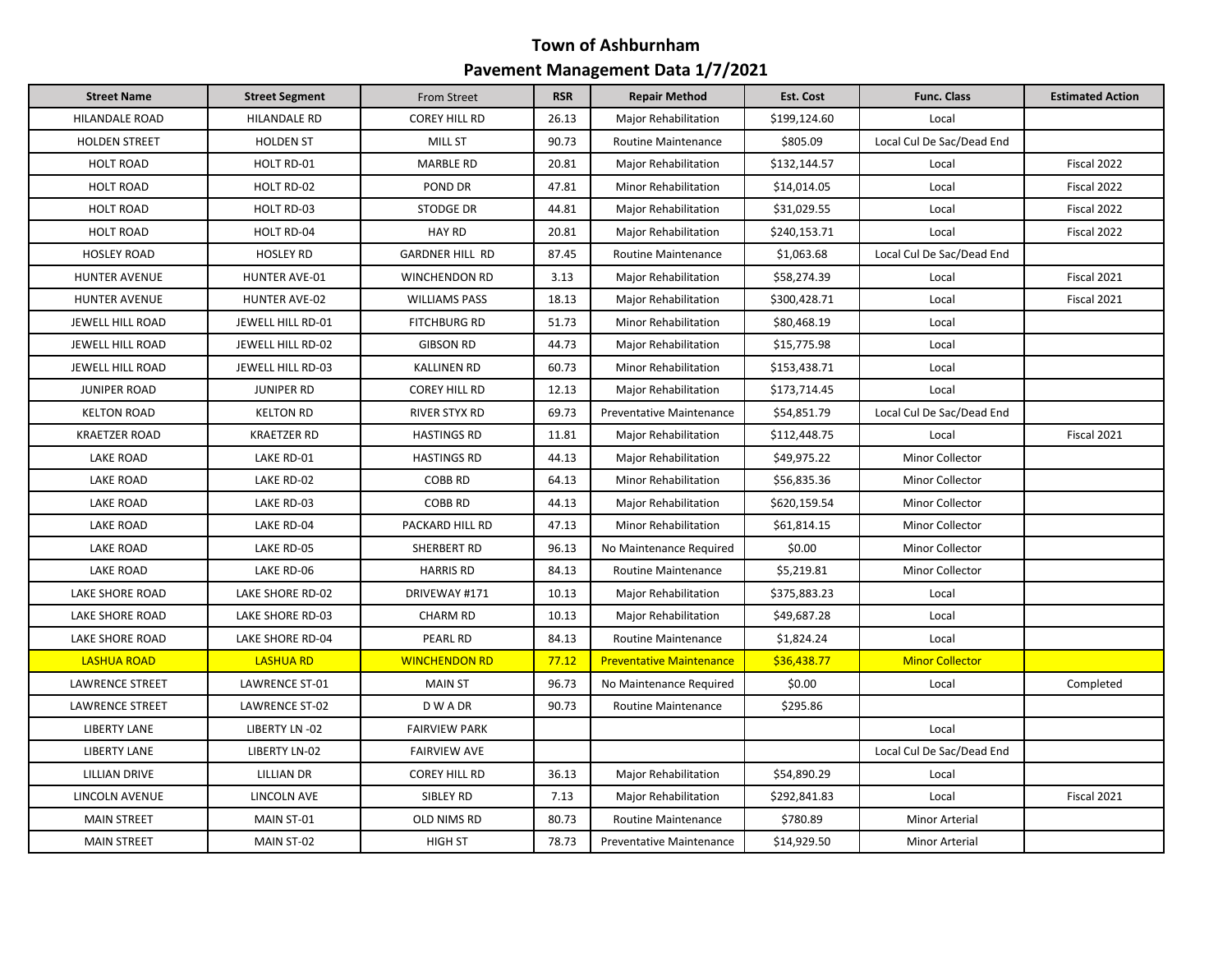# Town of Ashburnham

## Pavement Management Data 1/7/2021

| Street Name | Street Segment | From Street | RSR | Repair Method | Est. Cost | Func. Class | Estimated Action |
|---|---|---|---|---|---|---|---|
| HILANDALE ROAD | HILANDALE RD | COREY HILL RD | 26.13 | Major Rehabilitation | $199,124.60 | Local | |
| HOLDEN STREET | HOLDEN ST | MILL ST | 90.73 | Routine Maintenance | $805.09 | Local Cul De Sac/Dead End | |
| HOLT ROAD | HOLT RD-01 | MARBLE RD | 20.81 | Major Rehabilitation | $132,144.57 | Local | Fiscal 2022 |
| HOLT ROAD | HOLT RD-02 | POND DR | 47.81 | Minor Rehabilitation | $14,014.05 | Local | Fiscal 2022 |
| HOLT ROAD | HOLT RD-03 | STODGE DR | 44.81 | Major Rehabilitation | $31,029.55 | Local | Fiscal 2022 |
| HOLT ROAD | HOLT RD-04 | HAY RD | 20.81 | Major Rehabilitation | $240,153.71 | Local | Fiscal 2022 |
| HOSLEY ROAD | HOSLEY RD | GARDNER HILL RD | 87.45 | Routine Maintenance | $1,063.68 | Local Cul De Sac/Dead End | |
| HUNTER AVENUE | HUNTER AVE-01 | WINCHENDON RD | 3.13 | Major Rehabilitation | $58,274.39 | Local | Fiscal 2021 |
| HUNTER AVENUE | HUNTER AVE-02 | WILLIAMS PASS | 18.13 | Major Rehabilitation | $300,428.71 | Local | Fiscal 2021 |
| JEWELL HILL ROAD | JEWELL HILL RD-01 | FITCHBURG RD | 51.73 | Minor Rehabilitation | $80,468.19 | Local | |
| JEWELL HILL ROAD | JEWELL HILL RD-02 | GIBSON RD | 44.73 | Major Rehabilitation | $15,775.98 | Local | |
| JEWELL HILL ROAD | JEWELL HILL RD-03 | KALLINEN RD | 60.73 | Minor Rehabilitation | $153,438.71 | Local | |
| JUNIPER ROAD | JUNIPER RD | COREY HILL RD | 12.13 | Major Rehabilitation | $173,714.45 | Local | |
| KELTON ROAD | KELTON RD | RIVER STYX RD | 69.73 | Preventative Maintenance | $54,851.79 | Local Cul De Sac/Dead End | |
| KRAETZER ROAD | KRAETZER RD | HASTINGS RD | 11.81 | Major Rehabilitation | $112,448.75 | Local | Fiscal 2021 |
| LAKE ROAD | LAKE RD-01 | HASTINGS RD | 44.13 | Major Rehabilitation | $49,975.22 | Minor Collector | |
| LAKE ROAD | LAKE RD-02 | COBB RD | 64.13 | Minor Rehabilitation | $56,835.36 | Minor Collector | |
| LAKE ROAD | LAKE RD-03 | COBB RD | 44.13 | Major Rehabilitation | $620,159.54 | Minor Collector | |
| LAKE ROAD | LAKE RD-04 | PACKARD HILL RD | 47.13 | Minor Rehabilitation | $61,814.15 | Minor Collector | |
| LAKE ROAD | LAKE RD-05 | SHERBERT RD | 96.13 | No Maintenance Required | $0.00 | Minor Collector | |
| LAKE ROAD | LAKE RD-06 | HARRIS RD | 84.13 | Routine Maintenance | $5,219.81 | Minor Collector | |
| LAKE SHORE ROAD | LAKE SHORE RD-02 | DRIVEWAY #171 | 10.13 | Major Rehabilitation | $375,883.23 | Local | |
| LAKE SHORE ROAD | LAKE SHORE RD-03 | CHARM RD | 10.13 | Major Rehabilitation | $49,687.28 | Local | |
| LAKE SHORE ROAD | LAKE SHORE RD-04 | PEARL RD | 84.13 | Routine Maintenance | $1,824.24 | Local | |
| LASHUA ROAD | LASHUA RD | WINCHENDON RD | 77.12 | Preventative Maintenance | $36,438.77 | Minor Collector | |
| LAWRENCE STREET | LAWRENCE ST-01 | MAIN ST | 96.73 | No Maintenance Required | $0.00 | Local | Completed |
| LAWRENCE STREET | LAWRENCE ST-02 | D W A DR | 90.73 | Routine Maintenance | $295.86 | | |
| LIBERTY LANE | LIBERTY LN -02 | FAIRVIEW PARK | | | | Local | |
| LIBERTY LANE | LIBERTY LN-02 | FAIRVIEW AVE | | | | Local Cul De Sac/Dead End | |
| LILLIAN DRIVE | LILLIAN DR | COREY HILL RD | 36.13 | Major Rehabilitation | $54,890.29 | Local | |
| LINCOLN AVENUE | LINCOLN AVE | SIBLEY RD | 7.13 | Major Rehabilitation | $292,841.83 | Local | Fiscal 2021 |
| MAIN STREET | MAIN ST-01 | OLD NIMS RD | 80.73 | Routine Maintenance | $780.89 | Minor Arterial | |
| MAIN STREET | MAIN ST-02 | HIGH ST | 78.73 | Preventative Maintenance | $14,929.50 | Minor Arterial | |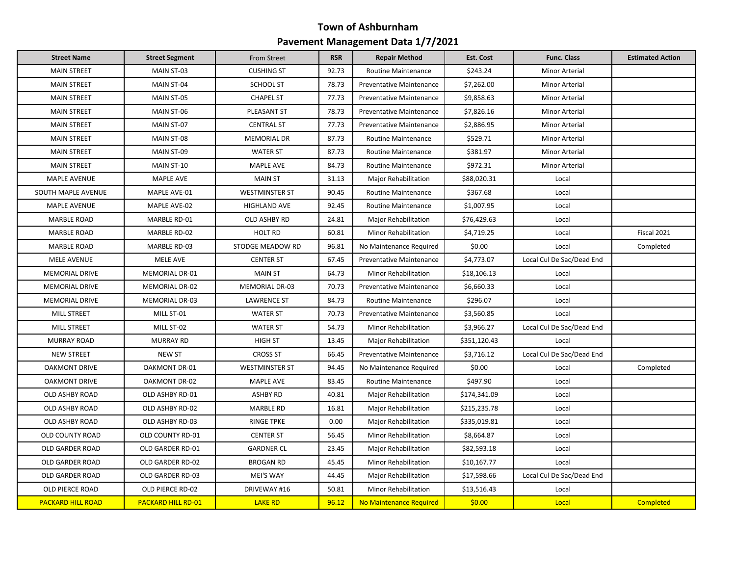# Town of Ashburnham

## Pavement Management Data 1/7/2021

| Street Name | Street Segment | From Street | RSR | Repair Method | Est. Cost | Func. Class | Estimated Action |
|---|---|---|---|---|---|---|---|
| MAIN STREET | MAIN ST-03 | CUSHING ST | 92.73 | Routine Maintenance | $243.24 | Minor Arterial | |
| MAIN STREET | MAIN ST-04 | SCHOOL ST | 78.73 | Preventative Maintenance | $7,262.00 | Minor Arterial | |
| MAIN STREET | MAIN ST-05 | CHAPEL ST | 77.73 | Preventative Maintenance | $9,858.63 | Minor Arterial | |
| MAIN STREET | MAIN ST-06 | PLEASANT ST | 78.73 | Preventative Maintenance | $7,826.16 | Minor Arterial | |
| MAIN STREET | MAIN ST-07 | CENTRAL ST | 77.73 | Preventative Maintenance | $2,886.95 | Minor Arterial | |
| MAIN STREET | MAIN ST-08 | MEMORIAL DR | 87.73 | Routine Maintenance | $529.71 | Minor Arterial | |
| MAIN STREET | MAIN ST-09 | WATER ST | 87.73 | Routine Maintenance | $381.97 | Minor Arterial | |
| MAIN STREET | MAIN ST-10 | MAPLE AVE | 84.73 | Routine Maintenance | $972.31 | Minor Arterial | |
| MAPLE AVENUE | MAPLE AVE | MAIN ST | 31.13 | Major Rehabilitation | $88,020.31 | Local | |
| SOUTH MAPLE AVENUE | MAPLE AVE-01 | WESTMINSTER ST | 90.45 | Routine Maintenance | $367.68 | Local | |
| MAPLE AVENUE | MAPLE AVE-02 | HIGHLAND AVE | 92.45 | Routine Maintenance | $1,007.95 | Local | |
| MARBLE ROAD | MARBLE RD-01 | OLD ASHBY RD | 24.81 | Major Rehabilitation | $76,429.63 | Local | |
| MARBLE ROAD | MARBLE RD-02 | HOLT RD | 60.81 | Minor Rehabilitation | $4,719.25 | Local | Fiscal 2021 |
| MARBLE ROAD | MARBLE RD-03 | STODGE MEADOW RD | 96.81 | No Maintenance Required | $0.00 | Local | Completed |
| MELE AVENUE | MELE AVE | CENTER ST | 67.45 | Preventative Maintenance | $4,773.07 | Local Cul De Sac/Dead End | |
| MEMORIAL DRIVE | MEMORIAL DR-01 | MAIN ST | 64.73 | Minor Rehabilitation | $18,106.13 | Local | |
| MEMORIAL DRIVE | MEMORIAL DR-02 | MEMORIAL DR-03 | 70.73 | Preventative Maintenance | $6,660.33 | Local | |
| MEMORIAL DRIVE | MEMORIAL DR-03 | LAWRENCE ST | 84.73 | Routine Maintenance | $296.07 | Local | |
| MILL STREET | MILL ST-01 | WATER ST | 70.73 | Preventative Maintenance | $3,560.85 | Local | |
| MILL STREET | MILL ST-02 | WATER ST | 54.73 | Minor Rehabilitation | $3,966.27 | Local Cul De Sac/Dead End | |
| MURRAY ROAD | MURRAY RD | HIGH ST | 13.45 | Major Rehabilitation | $351,120.43 | Local | |
| NEW STREET | NEW ST | CROSS ST | 66.45 | Preventative Maintenance | $3,716.12 | Local Cul De Sac/Dead End | |
| OAKMONT DRIVE | OAKMONT DR-01 | WESTMINSTER ST | 94.45 | No Maintenance Required | $0.00 | Local | Completed |
| OAKMONT DRIVE | OAKMONT DR-02 | MAPLE AVE | 83.45 | Routine Maintenance | $497.90 | Local | |
| OLD ASHBY ROAD | OLD ASHBY RD-01 | ASHBY RD | 40.81 | Major Rehabilitation | $174,341.09 | Local | |
| OLD ASHBY ROAD | OLD ASHBY RD-02 | MARBLE RD | 16.81 | Major Rehabilitation | $215,235.78 | Local | |
| OLD ASHBY ROAD | OLD ASHBY RD-03 | RINGE TPKE | 0.00 | Major Rehabilitation | $335,019.81 | Local | |
| OLD COUNTY ROAD | OLD COUNTY RD-01 | CENTER ST | 56.45 | Minor Rehabilitation | $8,664.87 | Local | |
| OLD GARDER ROAD | OLD GARDER RD-01 | GARDNER CL | 23.45 | Major Rehabilitation | $82,593.18 | Local | |
| OLD GARDER ROAD | OLD GARDER RD-02 | BROGAN RD | 45.45 | Minor Rehabilitation | $10,167.77 | Local | |
| OLD GARDER ROAD | OLD GARDER RD-03 | MEI'S WAY | 44.45 | Major Rehabilitation | $17,598.66 | Local Cul De Sac/Dead End | |
| OLD PIERCE ROAD | OLD PIERCE RD-02 | DRIVEWAY #16 | 50.81 | Minor Rehabilitation | $13,516.43 | Local | |
| PACKARD HILL ROAD | PACKARD HILL RD-01 | LAKE RD | 96.12 | No Maintenance Required | $0.00 | Local | Completed |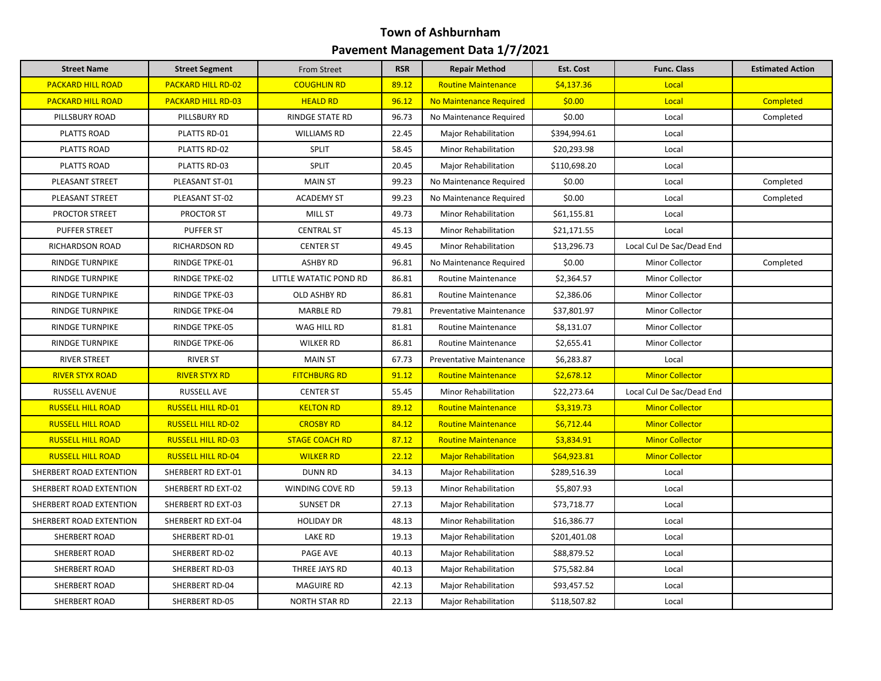# Town of Ashburnham

## Pavement Management Data 1/7/2021

| Street Name | Street Segment | From Street | RSR | Repair Method | Est. Cost | Func. Class | Estimated Action |
|---|---|---|---|---|---|---|---|
| PACKARD HILL ROAD | PACKARD HILL RD-02 | COUGHLIN RD | 89.12 | Routine Maintenance | $4,137.36 | Local | |
| PACKARD HILL ROAD | PACKARD HILL RD-03 | HEALD RD | 96.12 | No Maintenance Required | $0.00 | Local | Completed |
| PILLSBURY ROAD | PILLSBURY RD | RINDGE STATE RD | 96.73 | No Maintenance Required | $0.00 | Local | Completed |
| PLATTS ROAD | PLATTS RD-01 | WILLIAMS RD | 22.45 | Major Rehabilitation | $394,994.61 | Local | |
| PLATTS ROAD | PLATTS RD-02 | SPLIT | 58.45 | Minor Rehabilitation | $20,293.98 | Local | |
| PLATTS ROAD | PLATTS RD-03 | SPLIT | 20.45 | Major Rehabilitation | $110,698.20 | Local | |
| PLEASANT STREET | PLEASANT ST-01 | MAIN ST | 99.23 | No Maintenance Required | $0.00 | Local | Completed |
| PLEASANT STREET | PLEASANT ST-02 | ACADEMY ST | 99.23 | No Maintenance Required | $0.00 | Local | Completed |
| PROCTOR STREET | PROCTOR ST | MILL ST | 49.73 | Minor Rehabilitation | $61,155.81 | Local | |
| PUFFER STREET | PUFFER ST | CENTRAL ST | 45.13 | Minor Rehabilitation | $21,171.55 | Local | |
| RICHARDSON ROAD | RICHARDSON RD | CENTER ST | 49.45 | Minor Rehabilitation | $13,296.73 | Local Cul De Sac/Dead End | |
| RINDGE TURNPIKE | RINDGE TPKE-01 | ASHBY RD | 96.81 | No Maintenance Required | $0.00 | Minor Collector | Completed |
| RINDGE TURNPIKE | RINDGE TPKE-02 | LITTLE WATATIC POND RD | 86.81 | Routine Maintenance | $2,364.57 | Minor Collector | |
| RINDGE TURNPIKE | RINDGE TPKE-03 | OLD ASHBY RD | 86.81 | Routine Maintenance | $2,386.06 | Minor Collector | |
| RINDGE TURNPIKE | RINDGE TPKE-04 | MARBLE RD | 79.81 | Preventative Maintenance | $37,801.97 | Minor Collector | |
| RINDGE TURNPIKE | RINDGE TPKE-05 | WAG HILL RD | 81.81 | Routine Maintenance | $8,131.07 | Minor Collector | |
| RINDGE TURNPIKE | RINDGE TPKE-06 | WILKER RD | 86.81 | Routine Maintenance | $2,655.41 | Minor Collector | |
| RIVER STREET | RIVER ST | MAIN ST | 67.73 | Preventative Maintenance | $6,283.87 | Local | |
| RIVER STYX ROAD | RIVER STYX RD | FITCHBURG RD | 91.12 | Routine Maintenance | $2,678.12 | Minor Collector | |
| RUSSELL AVENUE | RUSSELL AVE | CENTER ST | 55.45 | Minor Rehabilitation | $22,273.64 | Local Cul De Sac/Dead End | |
| RUSSELL HILL ROAD | RUSSELL HILL RD-01 | KELTON RD | 89.12 | Routine Maintenance | $3,319.73 | Minor Collector | |
| RUSSELL HILL ROAD | RUSSELL HILL RD-02 | CROSBY RD | 84.12 | Routine Maintenance | $6,712.44 | Minor Collector | |
| RUSSELL HILL ROAD | RUSSELL HILL RD-03 | STAGE COACH RD | 87.12 | Routine Maintenance | $3,834.91 | Minor Collector | |
| RUSSELL HILL ROAD | RUSSELL HILL RD-04 | WILKER RD | 22.12 | Major Rehabilitation | $64,923.81 | Minor Collector | |
| SHERBERT ROAD EXTENTION | SHERBERT RD EXT-01 | DUNN RD | 34.13 | Major Rehabilitation | $289,516.39 | Local | |
| SHERBERT ROAD EXTENTION | SHERBERT RD EXT-02 | WINDING COVE RD | 59.13 | Minor Rehabilitation | $5,807.93 | Local | |
| SHERBERT ROAD EXTENTION | SHERBERT RD EXT-03 | SUNSET DR | 27.13 | Major Rehabilitation | $73,718.77 | Local | |
| SHERBERT ROAD EXTENTION | SHERBERT RD EXT-04 | HOLIDAY DR | 48.13 | Minor Rehabilitation | $16,386.77 | Local | |
| SHERBERT ROAD | SHERBERT RD-01 | LAKE RD | 19.13 | Major Rehabilitation | $201,401.08 | Local | |
| SHERBERT ROAD | SHERBERT RD-02 | PAGE AVE | 40.13 | Major Rehabilitation | $88,879.52 | Local | |
| SHERBERT ROAD | SHERBERT RD-03 | THREE JAYS RD | 40.13 | Major Rehabilitation | $75,582.84 | Local | |
| SHERBERT ROAD | SHERBERT RD-04 | MAGUIRE RD | 42.13 | Major Rehabilitation | $93,457.52 | Local | |
| SHERBERT ROAD | SHERBERT RD-05 | NORTH STAR RD | 22.13 | Major Rehabilitation | $118,507.82 | Local | |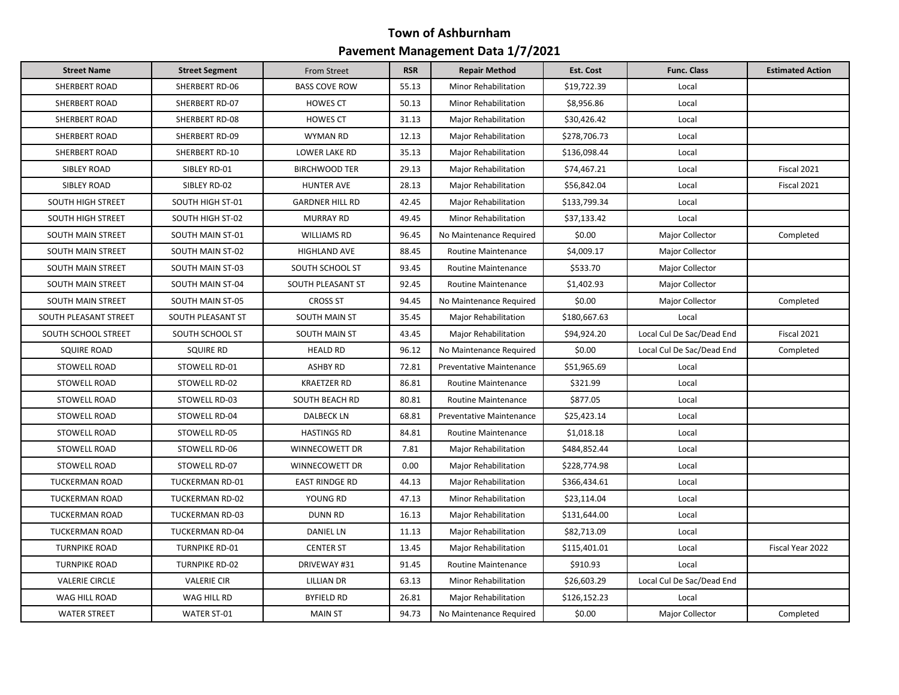# Town of Ashburnham

## Pavement Management Data 1/7/2021

| Street Name | Street Segment | From Street | RSR | Repair Method | Est. Cost | Func. Class | Estimated Action |
|---|---|---|---|---|---|---|---|
| SHERBERT ROAD | SHERBERT RD-06 | BASS COVE ROW | 55.13 | Minor Rehabilitation | $19,722.39 | Local | |
| SHERBERT ROAD | SHERBERT RD-07 | HOWES CT | 50.13 | Minor Rehabilitation | $8,956.86 | Local | |
| SHERBERT ROAD | SHERBERT RD-08 | HOWES CT | 31.13 | Major Rehabilitation | $30,426.42 | Local | |
| SHERBERT ROAD | SHERBERT RD-09 | WYMAN RD | 12.13 | Major Rehabilitation | $278,706.73 | Local | |
| SHERBERT ROAD | SHERBERT RD-10 | LOWER LAKE RD | 35.13 | Major Rehabilitation | $136,098.44 | Local | |
| SIBLEY ROAD | SIBLEY RD-01 | BIRCHWOOD TER | 29.13 | Major Rehabilitation | $74,467.21 | Local | Fiscal 2021 |
| SIBLEY ROAD | SIBLEY RD-02 | HUNTER AVE | 28.13 | Major Rehabilitation | $56,842.04 | Local | Fiscal 2021 |
| SOUTH HIGH STREET | SOUTH HIGH ST-01 | GARDNER HILL RD | 42.45 | Major Rehabilitation | $133,799.34 | Local | |
| SOUTH HIGH STREET | SOUTH HIGH ST-02 | MURRAY RD | 49.45 | Minor Rehabilitation | $37,133.42 | Local | |
| SOUTH MAIN STREET | SOUTH MAIN ST-01 | WILLIAMS RD | 96.45 | No Maintenance Required | $0.00 | Major Collector | Completed |
| SOUTH MAIN STREET | SOUTH MAIN ST-02 | HIGHLAND AVE | 88.45 | Routine Maintenance | $4,009.17 | Major Collector | |
| SOUTH MAIN STREET | SOUTH MAIN ST-03 | SOUTH SCHOOL ST | 93.45 | Routine Maintenance | $533.70 | Major Collector | |
| SOUTH MAIN STREET | SOUTH MAIN ST-04 | SOUTH PLEASANT ST | 92.45 | Routine Maintenance | $1,402.93 | Major Collector | |
| SOUTH MAIN STREET | SOUTH MAIN ST-05 | CROSS ST | 94.45 | No Maintenance Required | $0.00 | Major Collector | Completed |
| SOUTH PLEASANT STREET | SOUTH PLEASANT ST | SOUTH MAIN ST | 35.45 | Major Rehabilitation | $180,667.63 | Local | |
| SOUTH SCHOOL STREET | SOUTH SCHOOL ST | SOUTH MAIN ST | 43.45 | Major Rehabilitation | $94,924.20 | Local Cul De Sac/Dead End | Fiscal 2021 |
| SQUIRE ROAD | SQUIRE RD | HEALD RD | 96.12 | No Maintenance Required | $0.00 | Local Cul De Sac/Dead End | Completed |
| STOWELL ROAD | STOWELL RD-01 | ASHBY RD | 72.81 | Preventative Maintenance | $51,965.69 | Local | |
| STOWELL ROAD | STOWELL RD-02 | KRAETZER RD | 86.81 | Routine Maintenance | $321.99 | Local | |
| STOWELL ROAD | STOWELL RD-03 | SOUTH BEACH RD | 80.81 | Routine Maintenance | $877.05 | Local | |
| STOWELL ROAD | STOWELL RD-04 | DALBECK LN | 68.81 | Preventative Maintenance | $25,423.14 | Local | |
| STOWELL ROAD | STOWELL RD-05 | HASTINGS RD | 84.81 | Routine Maintenance | $1,018.18 | Local | |
| STOWELL ROAD | STOWELL RD-06 | WINNECOWETT DR | 7.81 | Major Rehabilitation | $484,852.44 | Local | |
| STOWELL ROAD | STOWELL RD-07 | WINNECOWETT DR | 0.00 | Major Rehabilitation | $228,774.98 | Local | |
| TUCKERMAN ROAD | TUCKERMAN RD-01 | EAST RINDGE RD | 44.13 | Major Rehabilitation | $366,434.61 | Local | |
| TUCKERMAN ROAD | TUCKERMAN RD-02 | YOUNG RD | 47.13 | Minor Rehabilitation | $23,114.04 | Local | |
| TUCKERMAN ROAD | TUCKERMAN RD-03 | DUNN RD | 16.13 | Major Rehabilitation | $131,644.00 | Local | |
| TUCKERMAN ROAD | TUCKERMAN RD-04 | DANIEL LN | 11.13 | Major Rehabilitation | $82,713.09 | Local | |
| TURNPIKE ROAD | TURNPIKE RD-01 | CENTER ST | 13.45 | Major Rehabilitation | $115,401.01 | Local | Fiscal Year 2022 |
| TURNPIKE ROAD | TURNPIKE RD-02 | DRIVEWAY #31 | 91.45 | Routine Maintenance | $910.93 | Local | |
| VALERIE CIRCLE | VALERIE CIR | LILLIAN DR | 63.13 | Minor Rehabilitation | $26,603.29 | Local Cul De Sac/Dead End | |
| WAG HILL ROAD | WAG HILL RD | BYFIELD RD | 26.81 | Major Rehabilitation | $126,152.23 | Local | |
| WATER STREET | WATER ST-01 | MAIN ST | 94.73 | No Maintenance Required | $0.00 | Major Collector | Completed |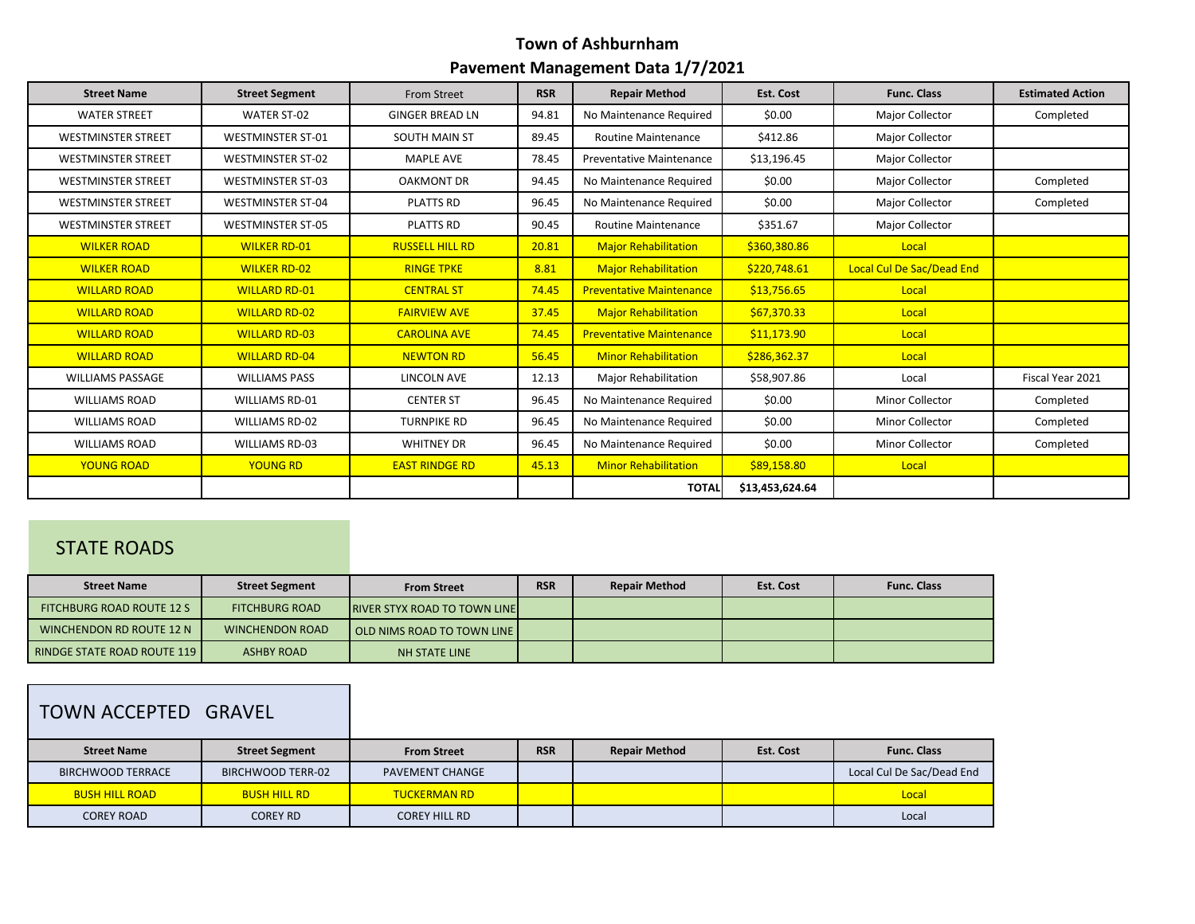# Town of Ashburnham

## Pavement Management Data 1/7/2021

| Street Name | Street Segment | From Street | RSR | Repair Method | Est. Cost | Func. Class | Estimated Action |
|---|---|---|---|---|---|---|---|
| WATER STREET | WATER ST-02 | GINGER BREAD LN | 94.81 | No Maintenance Required | $0.00 | Major Collector | Completed |
| WESTMINSTER STREET | WESTMINSTER ST-01 | SOUTH MAIN ST | 89.45 | Routine Maintenance | $412.86 | Major Collector | |
| WESTMINSTER STREET | WESTMINSTER ST-02 | MAPLE AVE | 78.45 | Preventative Maintenance | $13,196.45 | Major Collector | |
| WESTMINSTER STREET | WESTMINSTER ST-03 | OAKMONT DR | 94.45 | No Maintenance Required | $0.00 | Major Collector | Completed |
| WESTMINSTER STREET | WESTMINSTER ST-04 | PLATTS RD | 96.45 | No Maintenance Required | $0.00 | Major Collector | Completed |
| WESTMINSTER STREET | WESTMINSTER ST-05 | PLATTS RD | 90.45 | Routine Maintenance | $351.67 | Major Collector | |
| WILKER ROAD | WILKER RD-01 | RUSSELL HILL RD | 20.81 | Major Rehabilitation | $360,380.86 | Local | |
| WILKER ROAD | WILKER RD-02 | RINGE TPKE | 8.81 | Major Rehabilitation | $220,748.61 | Local Cul De Sac/Dead End | |
| WILLARD ROAD | WILLARD RD-01 | CENTRAL ST | 74.45 | Preventative Maintenance | $13,756.65 | Local | |
| WILLARD ROAD | WILLARD RD-02 | FAIRVIEW AVE | 37.45 | Major Rehabilitation | $67,370.33 | Local | |
| WILLARD ROAD | WILLARD RD-03 | CAROLINA AVE | 74.45 | Preventative Maintenance | $11,173.90 | Local | |
| WILLARD ROAD | WILLARD RD-04 | NEWTON RD | 56.45 | Minor Rehabilitation | $286,362.37 | Local | |
| WILLIAMS PASSAGE | WILLIAMS PASS | LINCOLN AVE | 12.13 | Major Rehabilitation | $58,907.86 | Local | Fiscal Year 2021 |
| WILLIAMS ROAD | WILLIAMS RD-01 | CENTER ST | 96.45 | No Maintenance Required | $0.00 | Minor Collector | Completed |
| WILLIAMS ROAD | WILLIAMS RD-02 | TURNPIKE RD | 96.45 | No Maintenance Required | $0.00 | Minor Collector | Completed |
| WILLIAMS ROAD | WILLIAMS RD-03 | WHITNEY DR | 96.45 | No Maintenance Required | $0.00 | Minor Collector | Completed |
| YOUNG ROAD | YOUNG RD | EAST RINDGE RD | 45.13 | Minor Rehabilitation | $89,158.80 | Local | |
| | | | | TOTAL | $13,453,624.64 | | |

## STATE ROADS

| Street Name | Street Segment | From Street | RSR | Repair Method | Est. Cost | Func. Class |
|---|---|---|---|---|---|---|
| FITCHBURG ROAD ROUTE 12 S | FITCHBURG ROAD | RIVER STYX ROAD TO TOWN LINE | | | | |
| WINCHENDON RD ROUTE 12 N | WINCHENDON ROAD | OLD NIMS ROAD TO TOWN LINE | | | | |
| RINDGE STATE ROAD ROUTE 119 | ASHBY ROAD | NH STATE LINE | | | | |

## TOWN ACCEPTED GRAVEL

| Street Name | Street Segment | From Street | RSR | Repair Method | Est. Cost | Func. Class |
|---|---|---|---|---|---|---|
| BIRCHWOOD TERRACE | BIRCHWOOD TERR-02 | PAVEMENT CHANGE | | | | Local Cul De Sac/Dead End |
| BUSH HILL ROAD | BUSH HILL RD | TUCKERMAN RD | | | | Local |
| COREY ROAD | COREY RD | COREY HILL RD | | | | Local |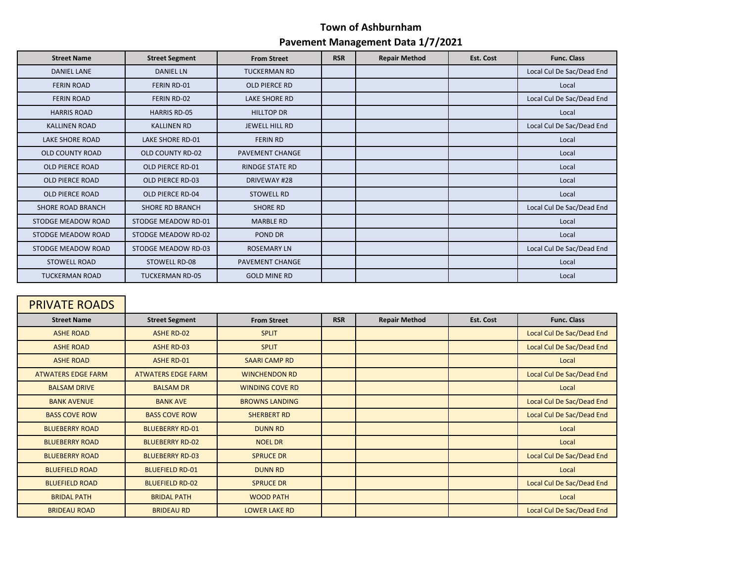# Town of Ashburnham

## Pavement Management Data 1/7/2021

| Street Name | Street Segment | From Street | RSR | Repair Method | Est. Cost | Func. Class |
|---|---|---|---|---|---|---|
| DANIEL LANE | DANIEL LN | TUCKERMAN RD | | | | Local Cul De Sac/Dead End |
| FERIN ROAD | FERIN RD-01 | OLD PIERCE RD | | | | Local |
| FERIN ROAD | FERIN RD-02 | LAKE SHORE RD | | | | Local Cul De Sac/Dead End |
| HARRIS ROAD | HARRIS RD-05 | HILLTOP DR | | | | Local |
| KALLINEN ROAD | KALLINEN RD | JEWELL HILL RD | | | | Local Cul De Sac/Dead End |
| LAKE SHORE ROAD | LAKE SHORE RD-01 | FERIN RD | | | | Local |
| OLD COUNTY ROAD | OLD COUNTY RD-02 | PAVEMENT CHANGE | | | | Local |
| OLD PIERCE ROAD | OLD PIERCE RD-01 | RINDGE STATE RD | | | | Local |
| OLD PIERCE ROAD | OLD PIERCE RD-03 | DRIVEWAY #28 | | | | Local |
| OLD PIERCE ROAD | OLD PIERCE RD-04 | STOWELL RD | | | | Local |
| SHORE ROAD BRANCH | SHORE RD BRANCH | SHORE RD | | | | Local Cul De Sac/Dead End |
| STODGE MEADOW ROAD | STODGE MEADOW RD-01 | MARBLE RD | | | | Local |
| STODGE MEADOW ROAD | STODGE MEADOW RD-02 | POND DR | | | | Local |
| STODGE MEADOW ROAD | STODGE MEADOW RD-03 | ROSEMARY LN | | | | Local Cul De Sac/Dead End |
| STOWELL ROAD | STOWELL RD-08 | PAVEMENT CHANGE | | | | Local |
| TUCKERMAN ROAD | TUCKERMAN RD-05 | GOLD MINE RD | | | | Local |

## PRIVATE ROADS

| Street Name | Street Segment | From Street | RSR | Repair Method | Est. Cost | Func. Class |
|---|---|---|---|---|---|---|
| ASHE ROAD | ASHE RD-02 | SPLIT | | | | Local Cul De Sac/Dead End |
| ASHE ROAD | ASHE RD-03 | SPLIT | | | | Local Cul De Sac/Dead End |
| ASHE ROAD | ASHE RD-01 | SAARI CAMP RD | | | | Local |
| ATWATERS EDGE FARM | ATWATERS EDGE FARM | WINCHENDON RD | | | | Local Cul De Sac/Dead End |
| BALSAM DRIVE | BALSAM DR | WINDING COVE RD | | | | Local |
| BANK AVENUE | BANK AVE | BROWNS LANDING | | | | Local Cul De Sac/Dead End |
| BASS COVE ROW | BASS COVE ROW | SHERBERT RD | | | | Local Cul De Sac/Dead End |
| BLUEBERRY ROAD | BLUEBERRY RD-01 | DUNN RD | | | | Local |
| BLUEBERRY ROAD | BLUEBERRY RD-02 | NOEL DR | | | | Local |
| BLUEBERRY ROAD | BLUEBERRY RD-03 | SPRUCE DR | | | | Local Cul De Sac/Dead End |
| BLUEFIELD ROAD | BLUEFIELD RD-01 | DUNN RD | | | | Local |
| BLUEFIELD ROAD | BLUEFIELD RD-02 | SPRUCE DR | | | | Local Cul De Sac/Dead End |
| BRIDAL PATH | BRIDAL PATH | WOOD PATH | | | | Local |
| BRIDEAU ROAD | BRIDEAU RD | LOWER LAKE RD | | | | Local Cul De Sac/Dead End |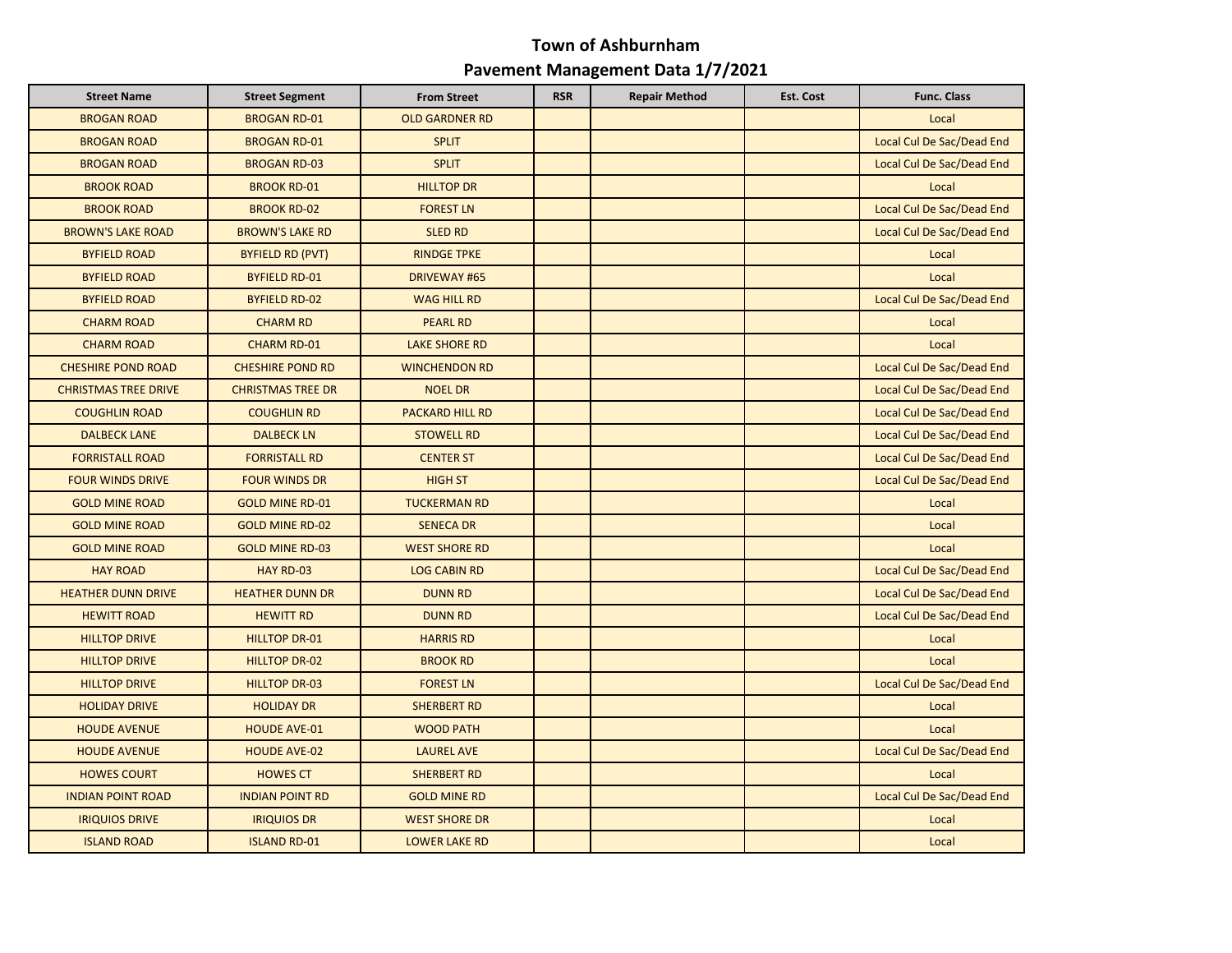# Town of Ashburnham
## Pavement Management Data 1/7/2021

| Street Name | Street Segment | From Street | RSR | Repair Method | Est. Cost | Func. Class |
|---|---|---|---|---|---|---|
| BROGAN ROAD | BROGAN RD-01 | OLD GARDNER RD | | | | Local |
| BROGAN ROAD | BROGAN RD-01 | SPLIT | | | | Local Cul De Sac/Dead End |
| BROGAN ROAD | BROGAN RD-03 | SPLIT | | | | Local Cul De Sac/Dead End |
| BROOK ROAD | BROOK RD-01 | HILLTOP DR | | | | Local |
| BROOK ROAD | BROOK RD-02 | FOREST LN | | | | Local Cul De Sac/Dead End |
| BROWN'S LAKE ROAD | BROWN'S LAKE RD | SLED RD | | | | Local Cul De Sac/Dead End |
| BYFIELD ROAD | BYFIELD RD (PVT) | RINDGE TPKE | | | | Local |
| BYFIELD ROAD | BYFIELD RD-01 | DRIVEWAY #65 | | | | Local |
| BYFIELD ROAD | BYFIELD RD-02 | WAG HILL RD | | | | Local Cul De Sac/Dead End |
| CHARM ROAD | CHARM RD | PEARL RD | | | | Local |
| CHARM ROAD | CHARM RD-01 | LAKE SHORE RD | | | | Local |
| CHESHIRE POND ROAD | CHESHIRE POND RD | WINCHENDON RD | | | | Local Cul De Sac/Dead End |
| CHRISTMAS TREE DRIVE | CHRISTMAS TREE DR | NOEL DR | | | | Local Cul De Sac/Dead End |
| COUGHLIN ROAD | COUGHLIN RD | PACKARD HILL RD | | | | Local Cul De Sac/Dead End |
| DALBECK LANE | DALBECK LN | STOWELL RD | | | | Local Cul De Sac/Dead End |
| FORRISTALL ROAD | FORRISTALL RD | CENTER ST | | | | Local Cul De Sac/Dead End |
| FOUR WINDS DRIVE | FOUR WINDS DR | HIGH ST | | | | Local Cul De Sac/Dead End |
| GOLD MINE ROAD | GOLD MINE RD-01 | TUCKERMAN RD | | | | Local |
| GOLD MINE ROAD | GOLD MINE RD-02 | SENECA DR | | | | Local |
| GOLD MINE ROAD | GOLD MINE RD-03 | WEST SHORE RD | | | | Local |
| HAY ROAD | HAY RD-03 | LOG CABIN RD | | | | Local Cul De Sac/Dead End |
| HEATHER DUNN DRIVE | HEATHER DUNN DR | DUNN RD | | | | Local Cul De Sac/Dead End |
| HEWITT ROAD | HEWITT RD | DUNN RD | | | | Local Cul De Sac/Dead End |
| HILLTOP DRIVE | HILLTOP DR-01 | HARRIS RD | | | | Local |
| HILLTOP DRIVE | HILLTOP DR-02 | BROOK RD | | | | Local |
| HILLTOP DRIVE | HILLTOP DR-03 | FOREST LN | | | | Local Cul De Sac/Dead End |
| HOLIDAY DRIVE | HOLIDAY DR | SHERBERT RD | | | | Local |
| HOUDE AVENUE | HOUDE AVE-01 | WOOD PATH | | | | Local |
| HOUDE AVENUE | HOUDE AVE-02 | LAUREL AVE | | | | Local Cul De Sac/Dead End |
| HOWES COURT | HOWES CT | SHERBERT RD | | | | Local |
| INDIAN POINT ROAD | INDIAN POINT RD | GOLD MINE RD | | | | Local Cul De Sac/Dead End |
| IRIQUIOS DRIVE | IRIQUIOS DR | WEST SHORE DR | | | | Local |
| ISLAND ROAD | ISLAND RD-01 | LOWER LAKE RD | | | | Local |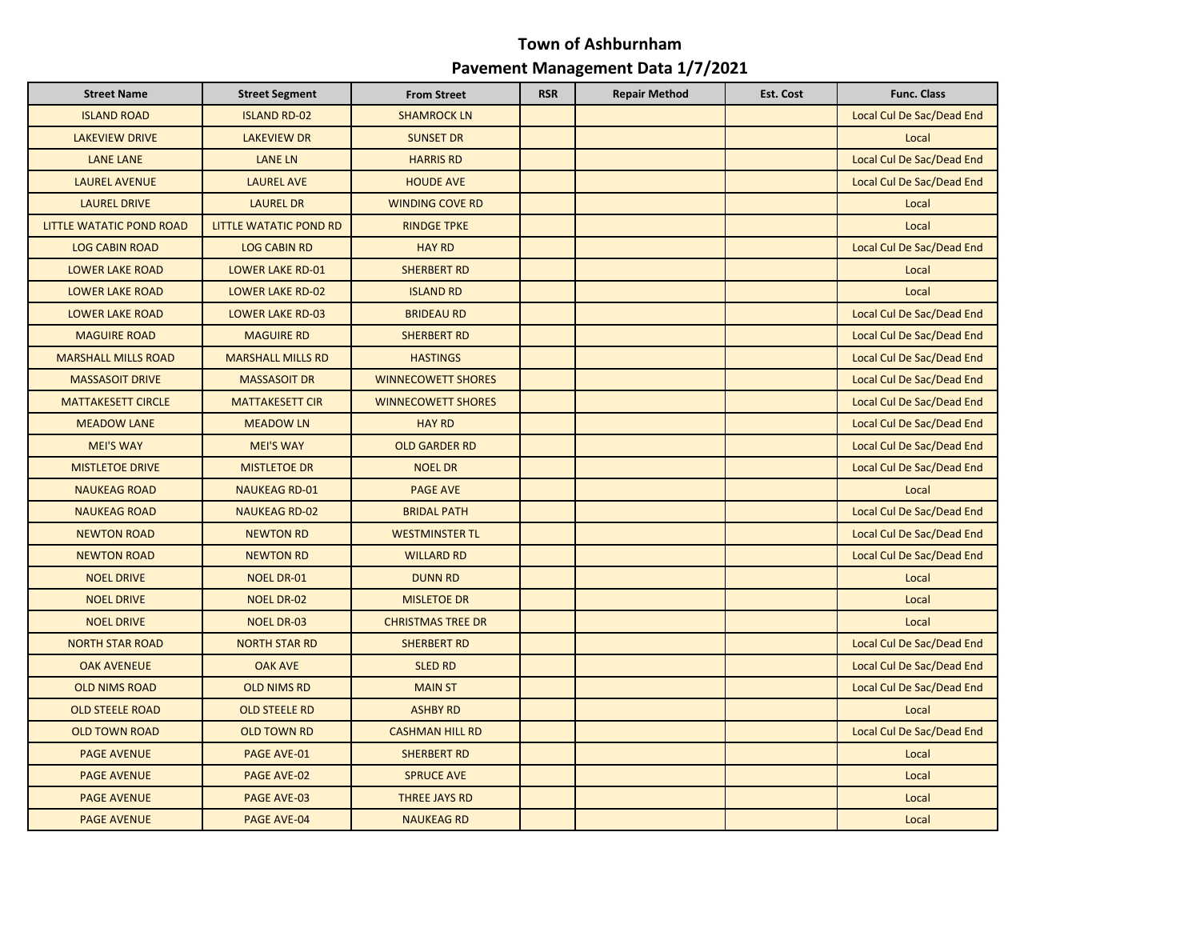# Town of Ashburnham
## Pavement Management Data 1/7/2021

| Street Name | Street Segment | From Street | RSR | Repair Method | Est. Cost | Func. Class |
|---|---|---|---|---|---|---|
| ISLAND ROAD | ISLAND RD-02 | SHAMROCK LN | | | | Local Cul De Sac/Dead End |
| LAKEVIEW DRIVE | LAKEVIEW DR | SUNSET DR | | | | Local |
| LANE LANE | LANE LN | HARRIS RD | | | | Local Cul De Sac/Dead End |
| LAUREL AVENUE | LAUREL AVE | HOUDE AVE | | | | Local Cul De Sac/Dead End |
| LAUREL DRIVE | LAUREL DR | WINDING COVE RD | | | | Local |
| LITTLE WATATIC POND ROAD | LITTLE WATATIC POND RD | RINDGE TPKE | | | | Local |
| LOG CABIN ROAD | LOG CABIN RD | HAY RD | | | | Local Cul De Sac/Dead End |
| LOWER LAKE ROAD | LOWER LAKE RD-01 | SHERBERT RD | | | | Local |
| LOWER LAKE ROAD | LOWER LAKE RD-02 | ISLAND RD | | | | Local |
| LOWER LAKE ROAD | LOWER LAKE RD-03 | BRIDEAU RD | | | | Local Cul De Sac/Dead End |
| MAGUIRE ROAD | MAGUIRE RD | SHERBERT RD | | | | Local Cul De Sac/Dead End |
| MARSHALL MILLS ROAD | MARSHALL MILLS RD | HASTINGS | | | | Local Cul De Sac/Dead End |
| MASSASOIT DRIVE | MASSASOIT DR | WINNECOWETT SHORES | | | | Local Cul De Sac/Dead End |
| MATTAKESETT CIRCLE | MATTAKESETT CIR | WINNECOWETT SHORES | | | | Local Cul De Sac/Dead End |
| MEADOW LANE | MEADOW LN | HAY RD | | | | Local Cul De Sac/Dead End |
| MEI'S WAY | MEI'S WAY | OLD GARDER RD | | | | Local Cul De Sac/Dead End |
| MISTLETOE DRIVE | MISTLETOE DR | NOEL DR | | | | Local Cul De Sac/Dead End |
| NAUKEAG ROAD | NAUKEAG RD-01 | PAGE AVE | | | | Local |
| NAUKEAG ROAD | NAUKEAG RD-02 | BRIDAL PATH | | | | Local Cul De Sac/Dead End |
| NEWTON ROAD | NEWTON RD | WESTMINSTER TL | | | | Local Cul De Sac/Dead End |
| NEWTON ROAD | NEWTON RD | WILLARD RD | | | | Local Cul De Sac/Dead End |
| NOEL DRIVE | NOEL DR-01 | DUNN RD | | | | Local |
| NOEL DRIVE | NOEL DR-02 | MISLETOE DR | | | | Local |
| NOEL DRIVE | NOEL DR-03 | CHRISTMAS TREE DR | | | | Local |
| NORTH STAR ROAD | NORTH STAR RD | SHERBERT RD | | | | Local Cul De Sac/Dead End |
| OAK AVENEUE | OAK AVE | SLED RD | | | | Local Cul De Sac/Dead End |
| OLD NIMS ROAD | OLD NIMS RD | MAIN ST | | | | Local Cul De Sac/Dead End |
| OLD STEELE ROAD | OLD STEELE RD | ASHBY RD | | | | Local |
| OLD TOWN ROAD | OLD TOWN RD | CASHMAN HILL RD | | | | Local Cul De Sac/Dead End |
| PAGE AVENUE | PAGE AVE-01 | SHERBERT RD | | | | Local |
| PAGE AVENUE | PAGE AVE-02 | SPRUCE AVE | | | | Local |
| PAGE AVENUE | PAGE AVE-03 | THREE JAYS RD | | | | Local |
| PAGE AVENUE | PAGE AVE-04 | NAUKEAG RD | | | | Local |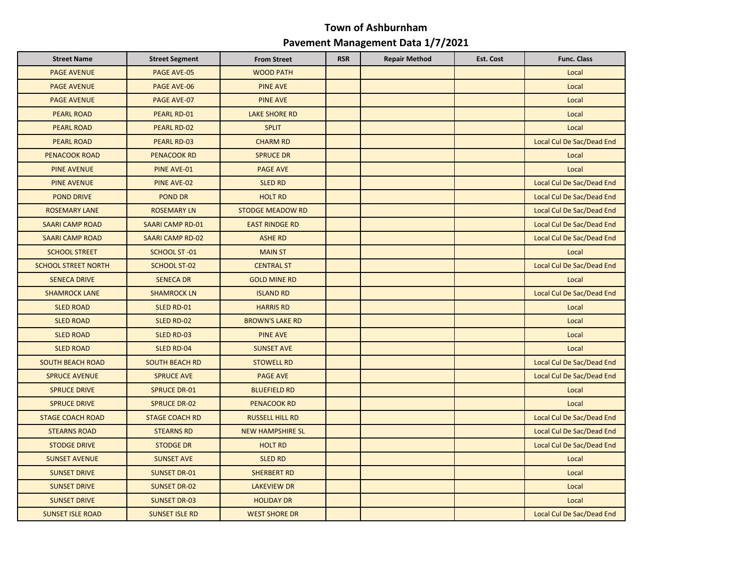# Town of Ashburnham

## Pavement Management Data 1/7/2021

| Street Name | Street Segment | From Street | RSR | Repair Method | Est. Cost | Func. Class |
|---|---|---|---|---|---|---|
| PAGE AVENUE | PAGE AVE-05 | WOOD PATH | | | | Local |
| PAGE AVENUE | PAGE AVE-06 | PINE AVE | | | | Local |
| PAGE AVENUE | PAGE AVE-07 | PINE AVE | | | | Local |
| PEARL ROAD | PEARL RD-01 | LAKE SHORE RD | | | | Local |
| PEARL ROAD | PEARL RD-02 | SPLIT | | | | Local |
| PEARL ROAD | PEARL RD-03 | CHARM RD | | | | Local Cul De Sac/Dead End |
| PENACOOK ROAD | PENACOOK RD | SPRUCE DR | | | | Local |
| PINE AVENUE | PINE AVE-01 | PAGE AVE | | | | Local |
| PINE AVENUE | PINE AVE-02 | SLED RD | | | | Local Cul De Sac/Dead End |
| POND DRIVE | POND DR | HOLT RD | | | | Local Cul De Sac/Dead End |
| ROSEMARY LANE | ROSEMARY LN | STODGE MEADOW RD | | | | Local Cul De Sac/Dead End |
| SAARI CAMP ROAD | SAARI CAMP RD-01 | EAST RINDGE RD | | | | Local Cul De Sac/Dead End |
| SAARI CAMP ROAD | SAARI CAMP RD-02 | ASHE RD | | | | Local Cul De Sac/Dead End |
| SCHOOL STREET | SCHOOL ST -01 | MAIN ST | | | | Local |
| SCHOOL STREET NORTH | SCHOOL ST-02 | CENTRAL ST | | | | Local Cul De Sac/Dead End |
| SENECA DRIVE | SENECA DR | GOLD MINE RD | | | | Local |
| SHAMROCK LANE | SHAMROCK LN | ISLAND RD | | | | Local Cul De Sac/Dead End |
| SLED ROAD | SLED RD-01 | HARRIS RD | | | | Local |
| SLED ROAD | SLED RD-02 | BROWN'S LAKE RD | | | | Local |
| SLED ROAD | SLED RD-03 | PINE AVE | | | | Local |
| SLED ROAD | SLED RD-04 | SUNSET AVE | | | | Local |
| SOUTH BEACH ROAD | SOUTH BEACH RD | STOWELL RD | | | | Local Cul De Sac/Dead End |
| SPRUCE AVENUE | SPRUCE AVE | PAGE AVE | | | | Local Cul De Sac/Dead End |
| SPRUCE DRIVE | SPRUCE DR-01 | BLUEFIELD RD | | | | Local |
| SPRUCE DRIVE | SPRUCE DR-02 | PENACOOK RD | | | | Local |
| STAGE COACH ROAD | STAGE COACH RD | RUSSELL HILL RD | | | | Local Cul De Sac/Dead End |
| STEARNS ROAD | STEARNS RD | NEW HAMPSHIRE SL | | | | Local Cul De Sac/Dead End |
| STODGE DRIVE | STODGE DR | HOLT RD | | | | Local Cul De Sac/Dead End |
| SUNSET AVENUE | SUNSET AVE | SLED RD | | | | Local |
| SUNSET DRIVE | SUNSET DR-01 | SHERBERT RD | | | | Local |
| SUNSET DRIVE | SUNSET DR-02 | LAKEVIEW DR | | | | Local |
| SUNSET DRIVE | SUNSET DR-03 | HOLIDAY DR | | | | Local |
| SUNSET ISLE ROAD | SUNSET ISLE RD | WEST SHORE DR | | | | Local Cul De Sac/Dead End |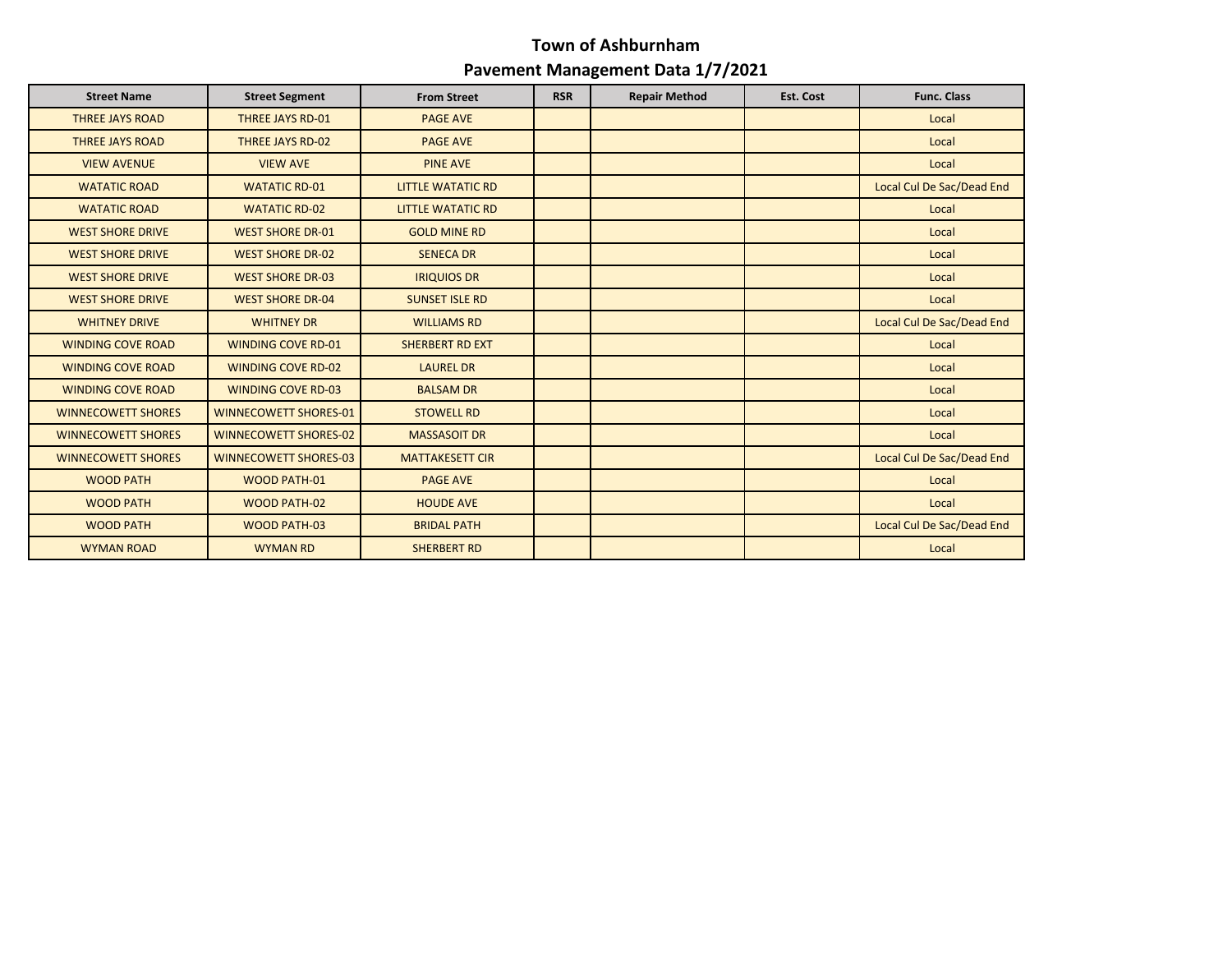# Town of Ashburnham

## Pavement Management Data 1/7/2021

| Street Name | Street Segment | From Street | RSR | Repair Method | Est. Cost | Func. Class |
|---|---|---|---|---|---|---|
| THREE JAYS ROAD | THREE JAYS RD-01 | PAGE AVE | | | | Local |
| THREE JAYS ROAD | THREE JAYS RD-02 | PAGE AVE | | | | Local |
| VIEW AVENUE | VIEW AVE | PINE AVE | | | | Local |
| WATATIC ROAD | WATATIC RD-01 | LITTLE WATATIC RD | | | | Local Cul De Sac/Dead End |
| WATATIC ROAD | WATATIC RD-02 | LITTLE WATATIC RD | | | | Local |
| WEST SHORE DRIVE | WEST SHORE DR-01 | GOLD MINE RD | | | | Local |
| WEST SHORE DRIVE | WEST SHORE DR-02 | SENECA DR | | | | Local |
| WEST SHORE DRIVE | WEST SHORE DR-03 | IRIQUIOS DR | | | | Local |
| WEST SHORE DRIVE | WEST SHORE DR-04 | SUNSET ISLE RD | | | | Local |
| WHITNEY DRIVE | WHITNEY DR | WILLIAMS RD | | | | Local Cul De Sac/Dead End |
| WINDING COVE ROAD | WINDING COVE RD-01 | SHERBERT RD EXT | | | | Local |
| WINDING COVE ROAD | WINDING COVE RD-02 | LAUREL DR | | | | Local |
| WINDING COVE ROAD | WINDING COVE RD-03 | BALSAM DR | | | | Local |
| WINNECOWETT SHORES | WINNECOWETT SHORES-01 | STOWELL RD | | | | Local |
| WINNECOWETT SHORES | WINNECOWETT SHORES-02 | MASSASOIT DR | | | | Local |
| WINNECOWETT SHORES | WINNECOWETT SHORES-03 | MATTAKESETT CIR | | | | Local Cul De Sac/Dead End |
| WOOD PATH | WOOD PATH-01 | PAGE AVE | | | | Local |
| WOOD PATH | WOOD PATH-02 | HOUDE AVE | | | | Local |
| WOOD PATH | WOOD PATH-03 | BRIDAL PATH | | | | Local Cul De Sac/Dead End |
| WYMAN ROAD | WYMAN RD | SHERBERT RD | | | | Local |